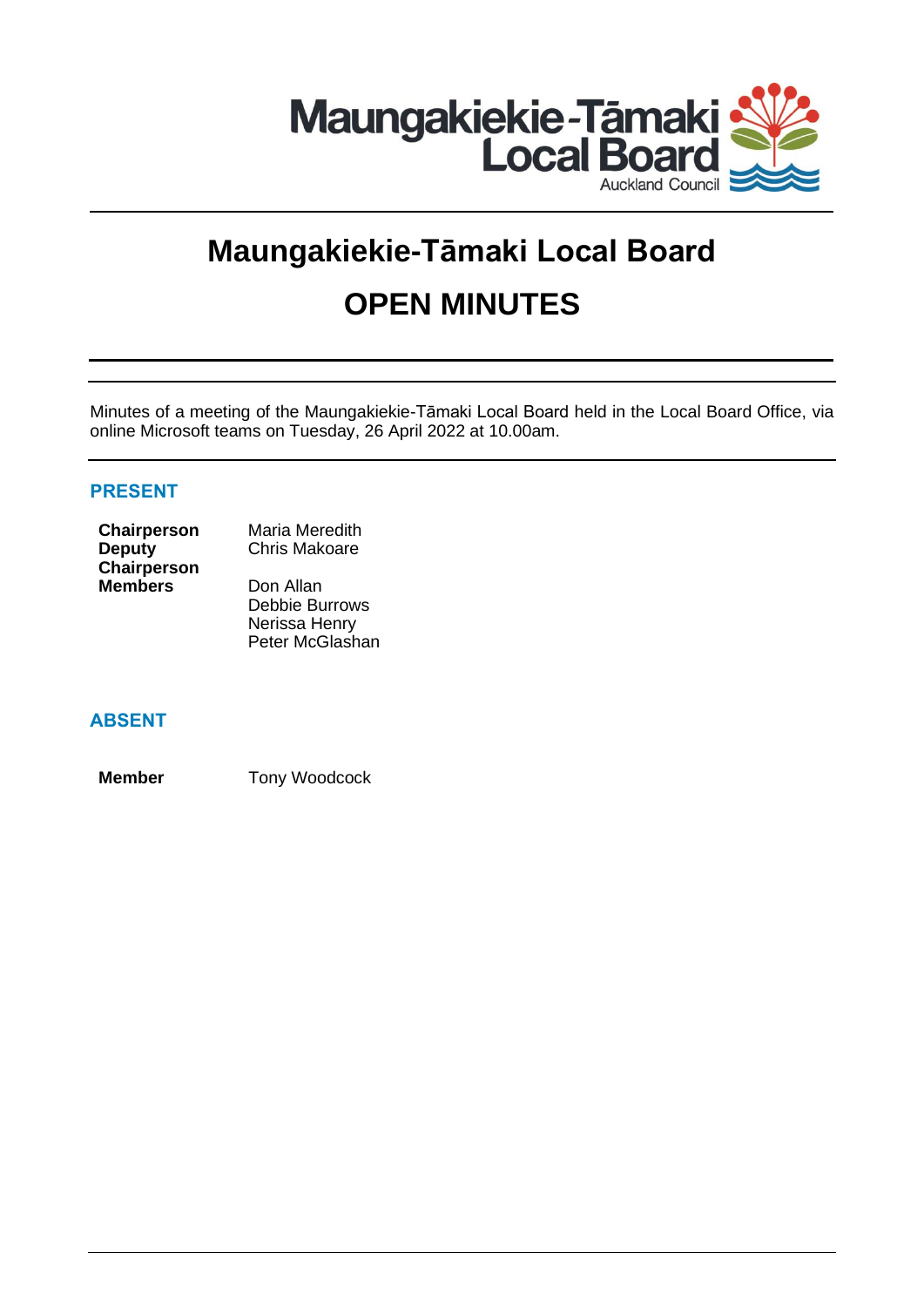# Maungakiekie-Tāmaki Local Board

# OPEN MINUTES

Minutes of a meeting of the Maungakiekie-Tāmaki Local Board held in the Local Board Office, via online Microsoft teams on Tuesday, 26 April 2022 at 10.00am.

## PRESENT

| | |
|---|---|
| **Chairperson** | Maria Meredith |
| **Deputy Chairperson** | Chris Makoare |
| **Members** | Don Allan |
| | Debbie Burrows |
| | Nerissa Henry |
| | Peter McGlashan |

## ABSENT

| | |
|---|---|
| **Member** | Tony Woodcock |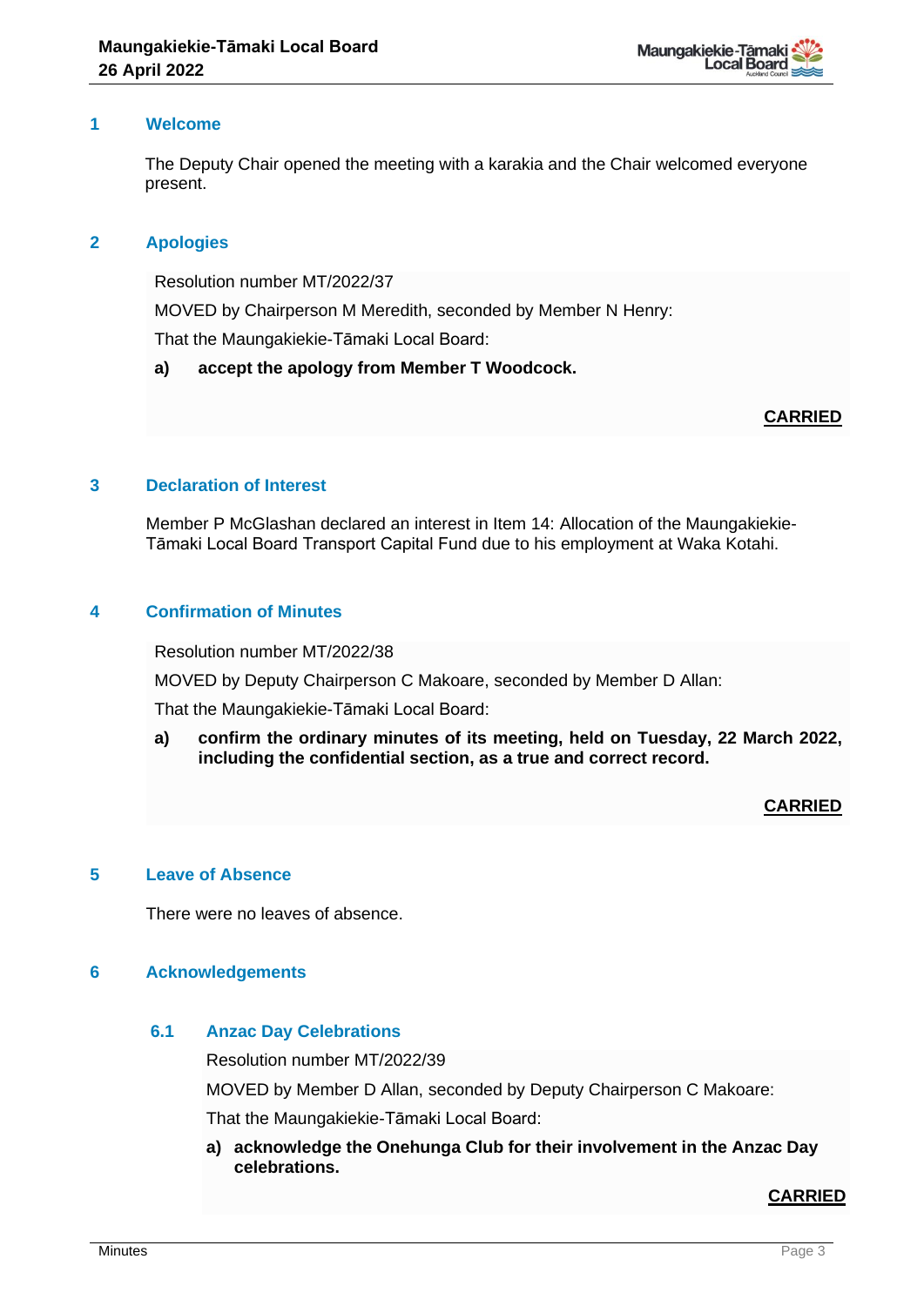## 1 Welcome

The Deputy Chair opened the meeting with a karakia and the Chair welcomed everyone present.

## 2 Apologies

Resolution number MT/2022/37

MOVED by Chairperson M Meredith, seconded by Member N Henry:

That the Maungakiekie-Tāmaki Local Board:

**a) accept the apology from Member T Woodcock.**

**CARRIED**

## 3 Declaration of Interest

Member P McGlashan declared an interest in Item 14: Allocation of the Maungakiekie-Tāmaki Local Board Transport Capital Fund due to his employment at Waka Kotahi.

## 4 Confirmation of Minutes

Resolution number MT/2022/38

MOVED by Deputy Chairperson C Makoare, seconded by Member D Allan:

That the Maungakiekie-Tāmaki Local Board:

**a) confirm the ordinary minutes of its meeting, held on Tuesday, 22 March 2022, including the confidential section, as a true and correct record.**

**CARRIED**

## 5 Leave of Absence

There were no leaves of absence.

## 6 Acknowledgements

### 6.1 Anzac Day Celebrations

Resolution number MT/2022/39

MOVED by Member D Allan, seconded by Deputy Chairperson C Makoare:

That the Maungakiekie-Tāmaki Local Board:

**a) acknowledge the Onehunga Club for their involvement in the Anzac Day celebrations.**

**CARRIED**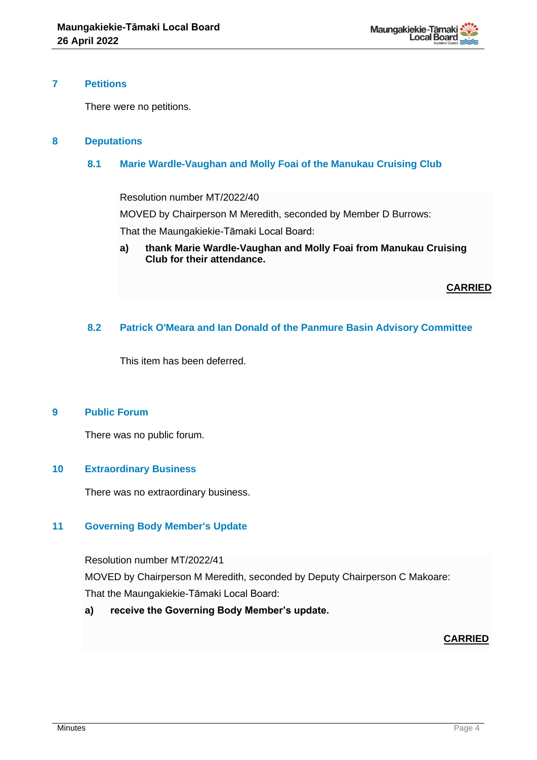## 7 Petitions

There were no petitions.

## 8 Deputations

### 8.1 Marie Wardle-Vaughan and Molly Foai of the Manukau Cruising Club

Resolution number MT/2022/40

MOVED by Chairperson M Meredith, seconded by Member D Burrows:

That the Maungakiekie-Tāmaki Local Board:

**a) thank Marie Wardle-Vaughan and Molly Foai from Manukau Cruising Club for their attendance.**

**CARRIED**

### 8.2 Patrick O'Meara and Ian Donald of the Panmure Basin Advisory Committee

This item has been deferred.

## 9 Public Forum

There was no public forum.

## 10 Extraordinary Business

There was no extraordinary business.

## 11 Governing Body Member's Update

Resolution number MT/2022/41

MOVED by Chairperson M Meredith, seconded by Deputy Chairperson C Makoare:

That the Maungakiekie-Tāmaki Local Board:

**a) receive the Governing Body Member's update.**

**CARRIED**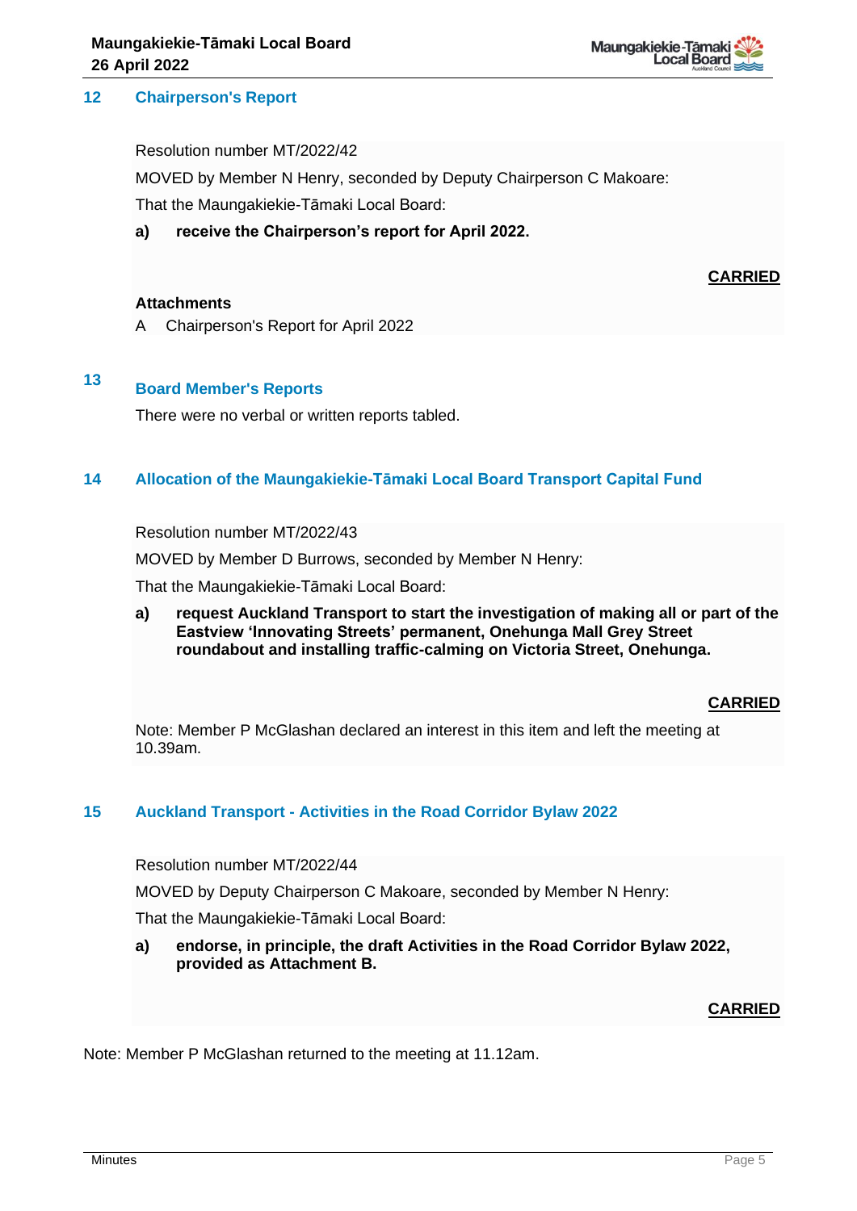## 12 Chairperson's Report

Resolution number MT/2022/42

MOVED by Member N Henry, seconded by Deputy Chairperson C Makoare:

That the Maungakiekie-Tāmaki Local Board:

a) **receive the Chairperson's report for April 2022.**

**CARRIED**

**Attachments**

A Chairperson's Report for April 2022

## 13 Board Member's Reports

There were no verbal or written reports tabled.

## 14 Allocation of the Maungakiekie-Tāmaki Local Board Transport Capital Fund

Resolution number MT/2022/43

MOVED by Member D Burrows, seconded by Member N Henry:

That the Maungakiekie-Tāmaki Local Board:

a) **request Auckland Transport to start the investigation of making all or part of the Eastview 'Innovating Streets' permanent, Onehunga Mall Grey Street roundabout and installing traffic-calming on Victoria Street, Onehunga.**

**CARRIED**

Note: Member P McGlashan declared an interest in this item and left the meeting at 10.39am.

## 15 Auckland Transport - Activities in the Road Corridor Bylaw 2022

Resolution number MT/2022/44

MOVED by Deputy Chairperson C Makoare, seconded by Member N Henry:

That the Maungakiekie-Tāmaki Local Board:

a) **endorse, in principle, the draft Activities in the Road Corridor Bylaw 2022, provided as Attachment B.**

**CARRIED**

Note: Member P McGlashan returned to the meeting at 11.12am.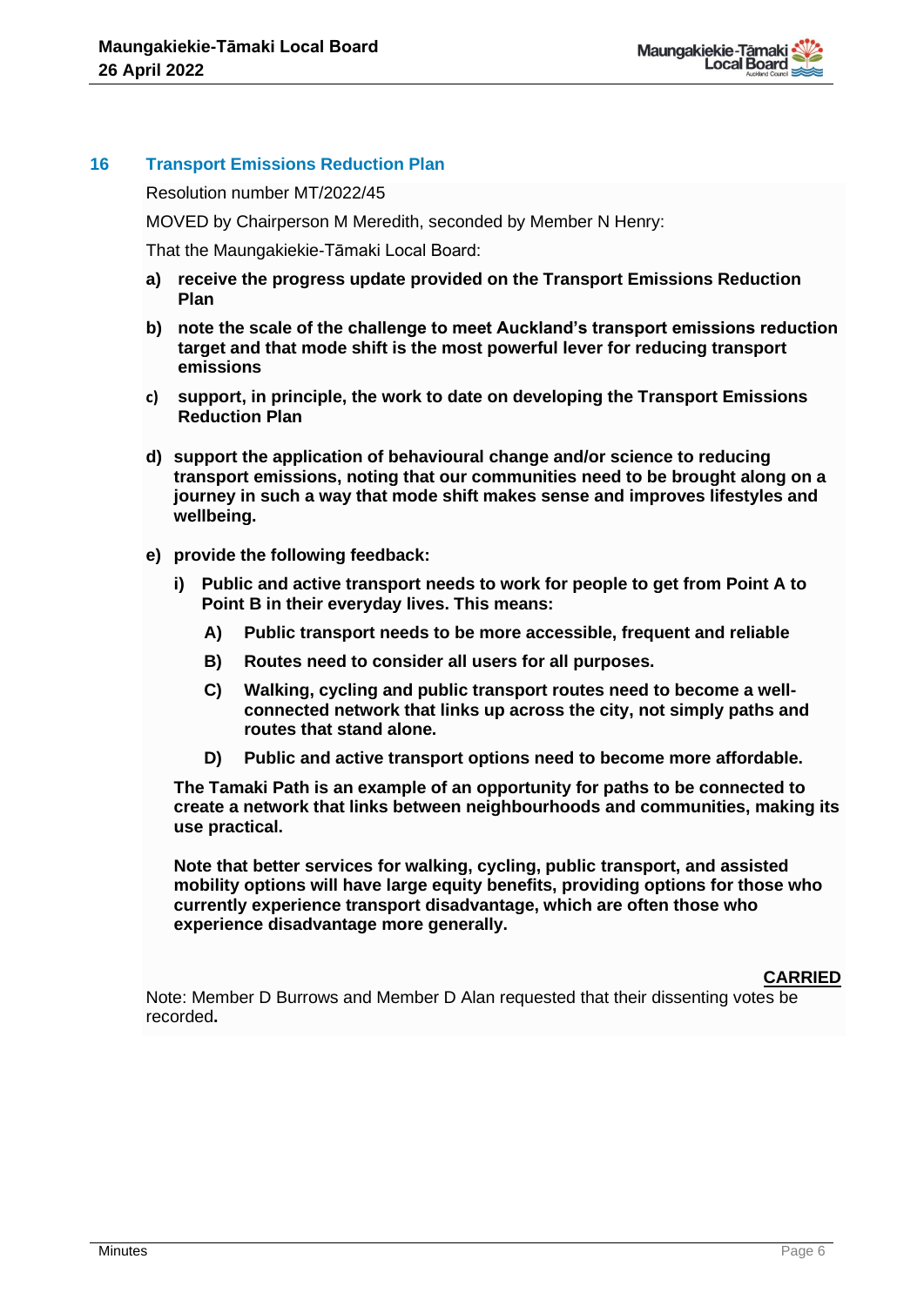## 16 Transport Emissions Reduction Plan

Resolution number MT/2022/45

MOVED by Chairperson M Meredith, seconded by Member N Henry:

That the Maungakiekie-Tāmaki Local Board:

**a) receive the progress update provided on the Transport Emissions Reduction Plan**

**b) note the scale of the challenge to meet Auckland's transport emissions reduction target and that mode shift is the most powerful lever for reducing transport emissions**

**c) support, in principle, the work to date on developing the Transport Emissions Reduction Plan**

**d) support the application of behavioural change and/or science to reducing transport emissions, noting that our communities need to be brought along on a journey in such a way that mode shift makes sense and improves lifestyles and wellbeing.**

**e) provide the following feedback:**

**i) Public and active transport needs to work for people to get from Point A to Point B in their everyday lives. This means:**

**A) Public transport needs to be more accessible, frequent and reliable**

**B) Routes need to consider all users for all purposes.**

**C) Walking, cycling and public transport routes need to become a well-connected network that links up across the city, not simply paths and routes that stand alone.**

**D) Public and active transport options need to become more affordable.**

**The Tamaki Path is an example of an opportunity for paths to be connected to create a network that links between neighbourhoods and communities, making its use practical.**

**Note that better services for walking, cycling, public transport, and assisted mobility options will have large equity benefits, providing options for those who currently experience transport disadvantage, which are often those who experience disadvantage more generally.**

<u>**CARRIED**</u>

Note: Member D Burrows and Member D Alan requested that their dissenting votes be recorded**.**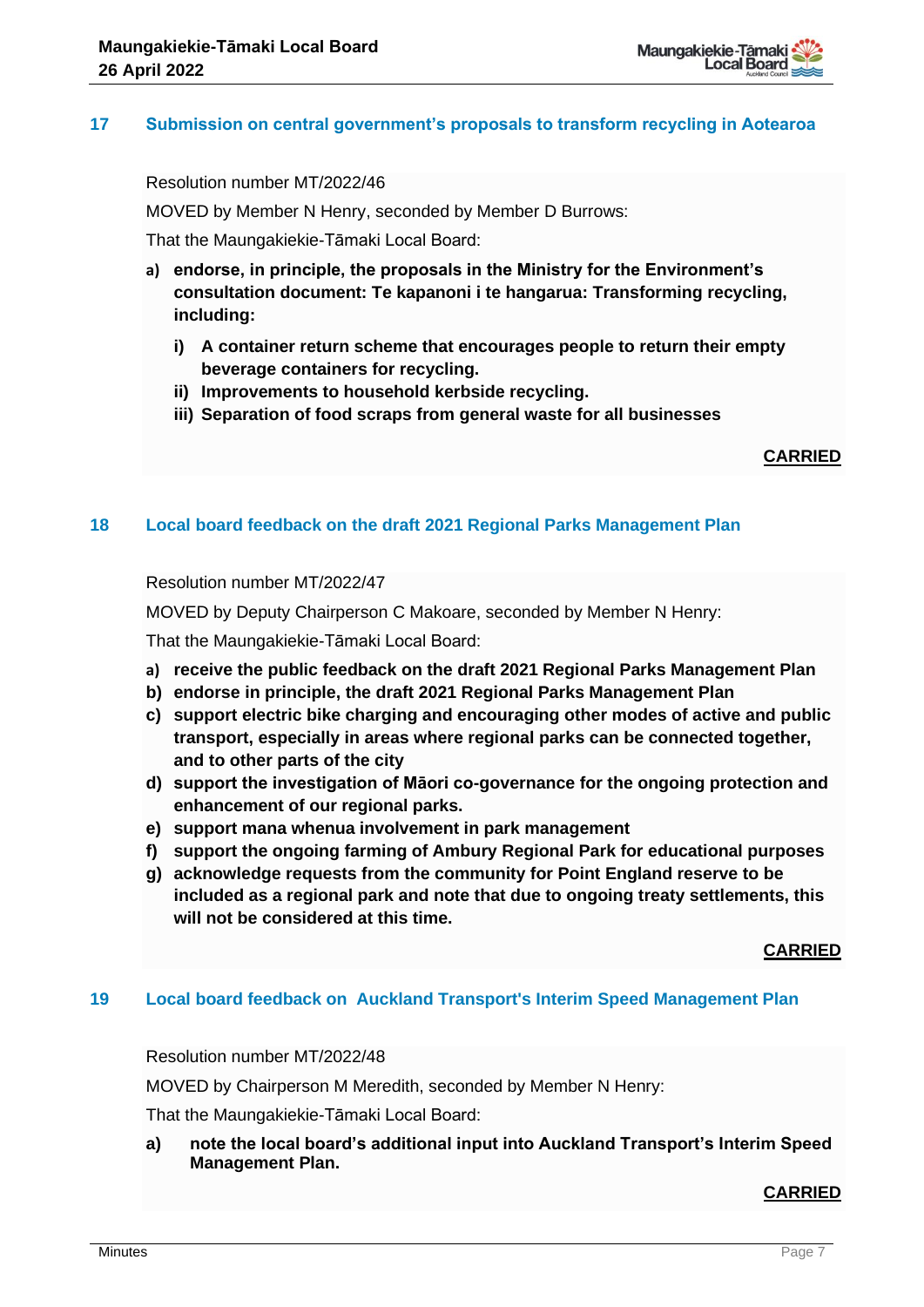## 17 Submission on central government's proposals to transform recycling in Aotearoa

Resolution number MT/2022/46

MOVED by Member N Henry, seconded by Member D Burrows:

That the Maungakiekie-Tāmaki Local Board:

a) **endorse, in principle, the proposals in the Ministry for the Environment's consultation document: Te kapanoni i te hangarua: Transforming recycling, including:**

   i) **A container return scheme that encourages people to return their empty beverage containers for recycling.**

   ii) **Improvements to household kerbside recycling.**

   iii) **Separation of food scraps from general waste for all businesses**

**CARRIED**

## 18 Local board feedback on the draft 2021 Regional Parks Management Plan

Resolution number MT/2022/47

MOVED by Deputy Chairperson C Makoare, seconded by Member N Henry:

That the Maungakiekie-Tāmaki Local Board:

a) **receive the public feedback on the draft 2021 Regional Parks Management Plan**

b) **endorse in principle, the draft 2021 Regional Parks Management Plan**

c) **support electric bike charging and encouraging other modes of active and public transport, especially in areas where regional parks can be connected together, and to other parts of the city**

d) **support the investigation of Māori co-governance for the ongoing protection and enhancement of our regional parks.**

e) **support mana whenua involvement in park management**

f) **support the ongoing farming of Ambury Regional Park for educational purposes**

g) **acknowledge requests from the community for Point England reserve to be included as a regional park and note that due to ongoing treaty settlements, this will not be considered at this time.**

**CARRIED**

## 19 Local board feedback on Auckland Transport's Interim Speed Management Plan

Resolution number MT/2022/48

MOVED by Chairperson M Meredith, seconded by Member N Henry:

That the Maungakiekie-Tāmaki Local Board:

a) **note the local board's additional input into Auckland Transport's Interim Speed Management Plan.**

**CARRIED**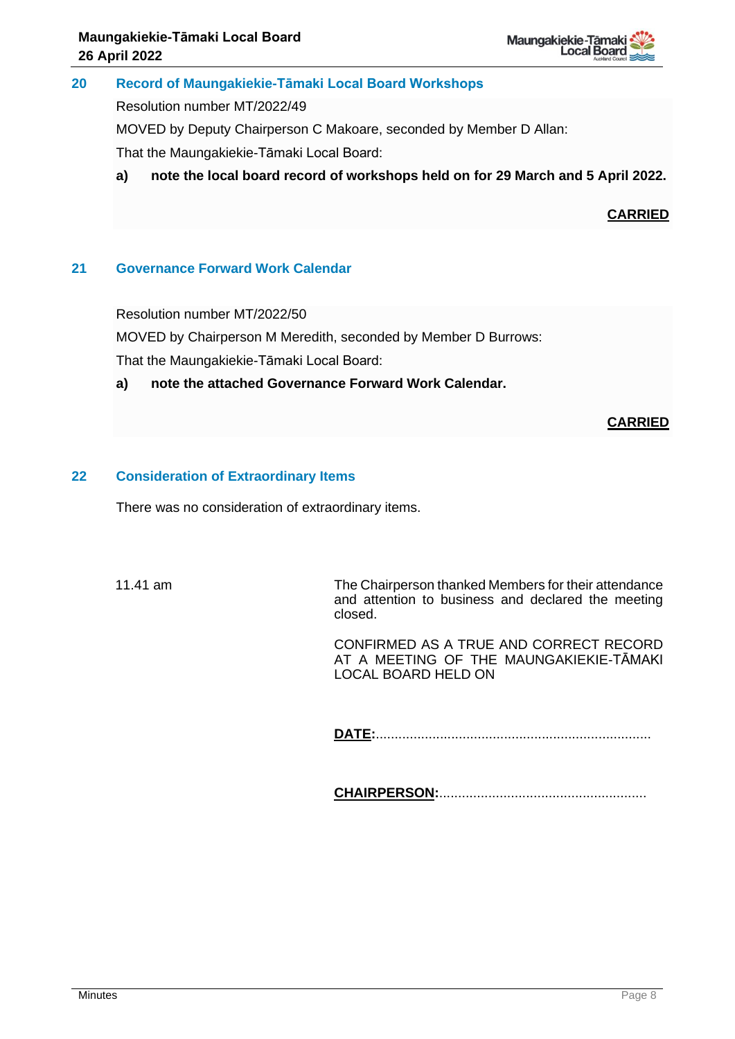## 20 Record of Maungakiekie-Tāmaki Local Board Workshops

Resolution number MT/2022/49

MOVED by Deputy Chairperson C Makoare, seconded by Member D Allan:

That the Maungakiekie-Tāmaki Local Board:

**a) note the local board record of workshops held on for 29 March and 5 April 2022.**

**CARRIED**

## 21 Governance Forward Work Calendar

Resolution number MT/2022/50

MOVED by Chairperson M Meredith, seconded by Member D Burrows:

That the Maungakiekie-Tāmaki Local Board:

**a) note the attached Governance Forward Work Calendar.**

**CARRIED**

## 22 Consideration of Extraordinary Items

There was no consideration of extraordinary items.

11.41 am

The Chairperson thanked Members for their attendance and attention to business and declared the meeting closed.

CONFIRMED AS A TRUE AND CORRECT RECORD AT A MEETING OF THE MAUNGAKIEKIE-TĀMAKI LOCAL BOARD HELD ON

**DATE:**.........................................................................

**CHAIRPERSON:**.......................................................